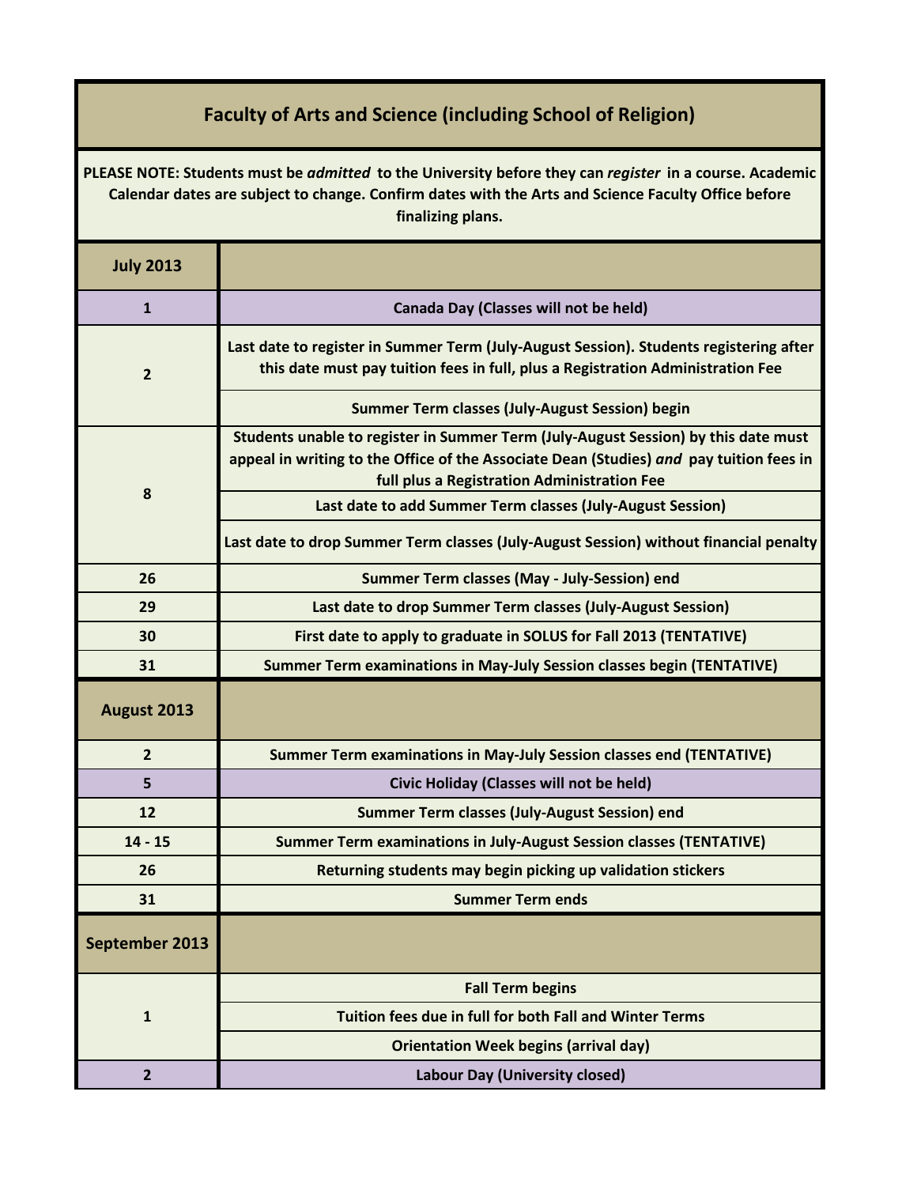# Faculty of Arts and Science (including School of Religion)

**PLEASE NOTE: Students must be *admitted* to the University before they can *register* in a course. Academic Calendar dates are subject to change. Confirm dates with the Arts and Science Faculty Office before finalizing plans.**

| July 2013 | |
|---|---|
| 1 | Canada Day (Classes will not be held) |
| 2 | Last date to register in Summer Term (July-August Session). Students registering after this date must pay tuition fees in full, plus a Registration Administration Fee |
| | Summer Term classes (July-August Session) begin |
| 8 | Students unable to register in Summer Term (July-August Session) by this date must appeal in writing to the Office of the Associate Dean (Studies) *and* pay tuition fees in full plus a Registration Administration Fee |
| | Last date to add Summer Term classes (July-August Session) |
| | Last date to drop Summer Term classes (July-August Session) without financial penalty |
| 26 | Summer Term classes (May - July-Session) end |
| 29 | Last date to drop Summer Term classes (July-August Session) |
| 30 | First date to apply to graduate in SOLUS for Fall 2013 (TENTATIVE) |
| 31 | Summer Term examinations in May-July Session classes begin (TENTATIVE) |
| **August 2013** | |
| 2 | Summer Term examinations in May-July Session classes end (TENTATIVE) |
| 5 | Civic Holiday (Classes will not be held) |
| 12 | Summer Term classes (July-August Session) end |
| 14 - 15 | Summer Term examinations in July-August Session classes (TENTATIVE) |
| 26 | Returning students may begin picking up validation stickers |
| 31 | Summer Term ends |
| **September 2013** | |
| 1 | Fall Term begins |
| | Tuition fees due in full for both Fall and Winter Terms |
| | Orientation Week begins (arrival day) |
| 2 | Labour Day (University closed) |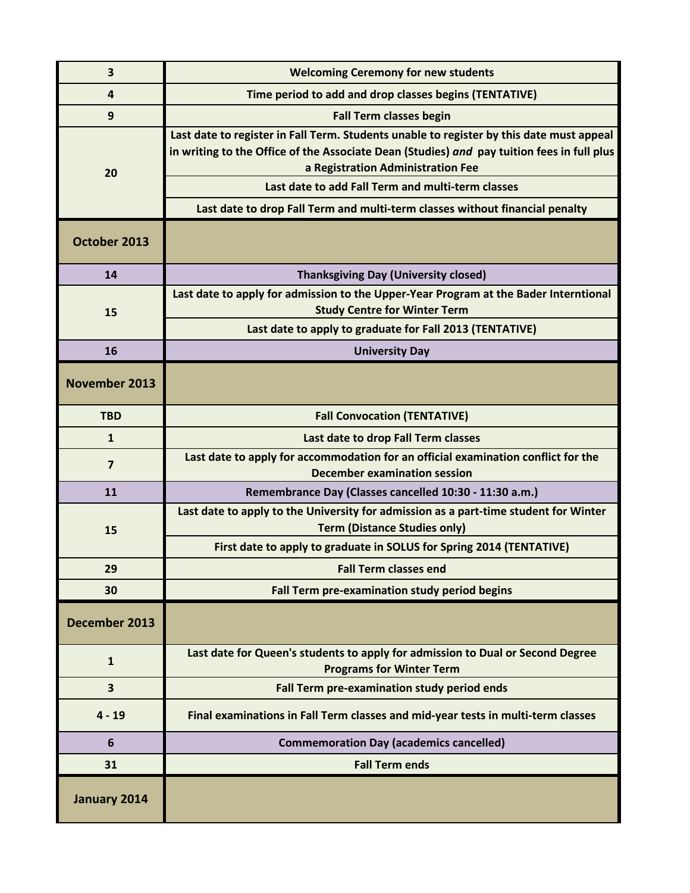| | |
|---|---|
| 3 | Welcoming Ceremony for new students |
| 4 | Time period to add and drop classes begins (TENTATIVE) |
| 9 | Fall Term classes begin |
| 20 | Last date to register in Fall Term. Students unable to register by this date must appeal in writing to the Office of the Associate Dean (Studies) *and* pay tuition fees in full plus a Registration Administration Fee |
| | Last date to add Fall Term and multi-term classes |
| | Last date to drop Fall Term and multi-term classes without financial penalty |
| **October 2013** | |
| 14 | Thanksgiving Day (University closed) |
| 15 | Last date to apply for admission to the Upper-Year Program at the Bader Interntional Study Centre for Winter Term |
| | Last date to apply to graduate for Fall 2013 (TENTATIVE) |
| 16 | University Day |
| **November 2013** | |
| TBD | Fall Convocation (TENTATIVE) |
| 1 | Last date to drop Fall Term classes |
| 7 | Last date to apply for accommodation for an official examination conflict for the December examination session |
| 11 | Remembrance Day (Classes cancelled 10:30 - 11:30 a.m.) |
| 15 | Last date to apply to the University for admission as a part-time student for Winter Term (Distance Studies only) |
| | First date to apply to graduate in SOLUS for Spring 2014 (TENTATIVE) |
| 29 | Fall Term classes end |
| 30 | Fall Term pre-examination study period begins |
| **December 2013** | |
| 1 | Last date for Queen's students to apply for admission to Dual or Second Degree Programs for Winter Term |
| 3 | Fall Term pre-examination study period ends |
| 4 - 19 | Final examinations in Fall Term classes and mid-year tests in multi-term classes |
| 6 | Commemoration Day (academics cancelled) |
| 31 | Fall Term ends |
| **January 2014** | |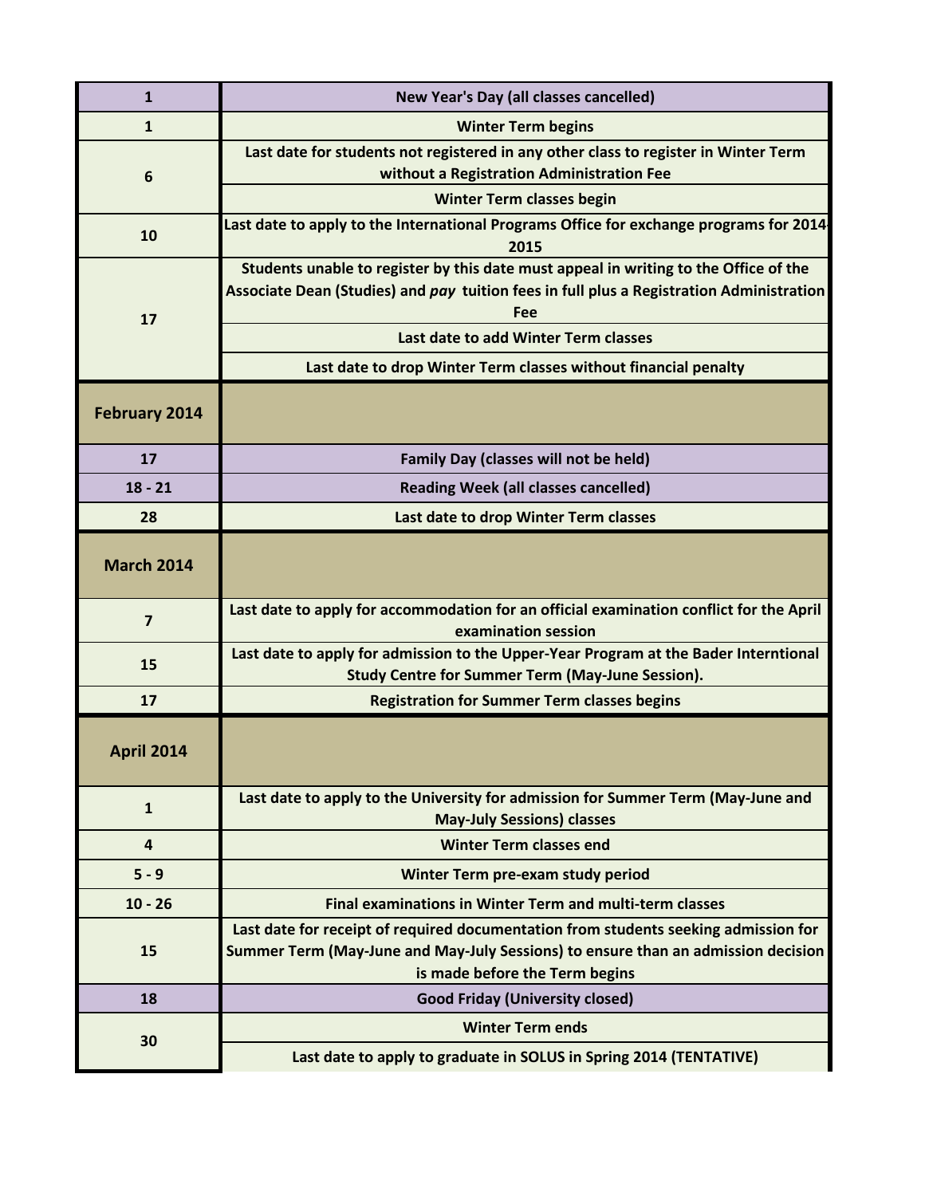| | |
|---|---|
| **1** | **New Year's Day (all classes cancelled)** |
| **1** | **Winter Term begins** |
| **6** | **Last date for students not registered in any other class to register in Winter Term without a Registration Administration Fee** |
| | **Winter Term classes begin** |
| **10** | **Last date to apply to the International Programs Office for exchange programs for 2014-2015** |
| **17** | **Students unable to register by this date must appeal in writing to the Office of the Associate Dean (Studies) and *pay* tuition fees in full plus a Registration Administration Fee** |
| | **Last date to add Winter Term classes** |
| | **Last date to drop Winter Term classes without financial penalty** |
| **February 2014** | |
| **17** | **Family Day (classes will not be held)** |
| **18 - 21** | **Reading Week (all classes cancelled)** |
| **28** | **Last date to drop Winter Term classes** |
| **March 2014** | |
| **7** | **Last date to apply for accommodation for an official examination conflict for the April examination session** |
| **15** | **Last date to apply for admission to the Upper-Year Program at the Bader Interntional Study Centre for Summer Term (May-June Session).** |
| **17** | **Registration for Summer Term classes begins** |
| **April 2014** | |
| **1** | **Last date to apply to the University for admission for Summer Term (May-June and May-July Sessions) classes** |
| **4** | **Winter Term classes end** |
| **5 - 9** | **Winter Term pre-exam study period** |
| **10 - 26** | **Final examinations in Winter Term and multi-term classes** |
| **15** | **Last date for receipt of required documentation from students seeking admission for Summer Term (May-June and May-July Sessions) to ensure than an admission decision is made before the Term begins** |
| **18** | **Good Friday (University closed)** |
| **30** | **Winter Term ends** |
| | **Last date to apply to graduate in SOLUS in Spring 2014 (TENTATIVE)** |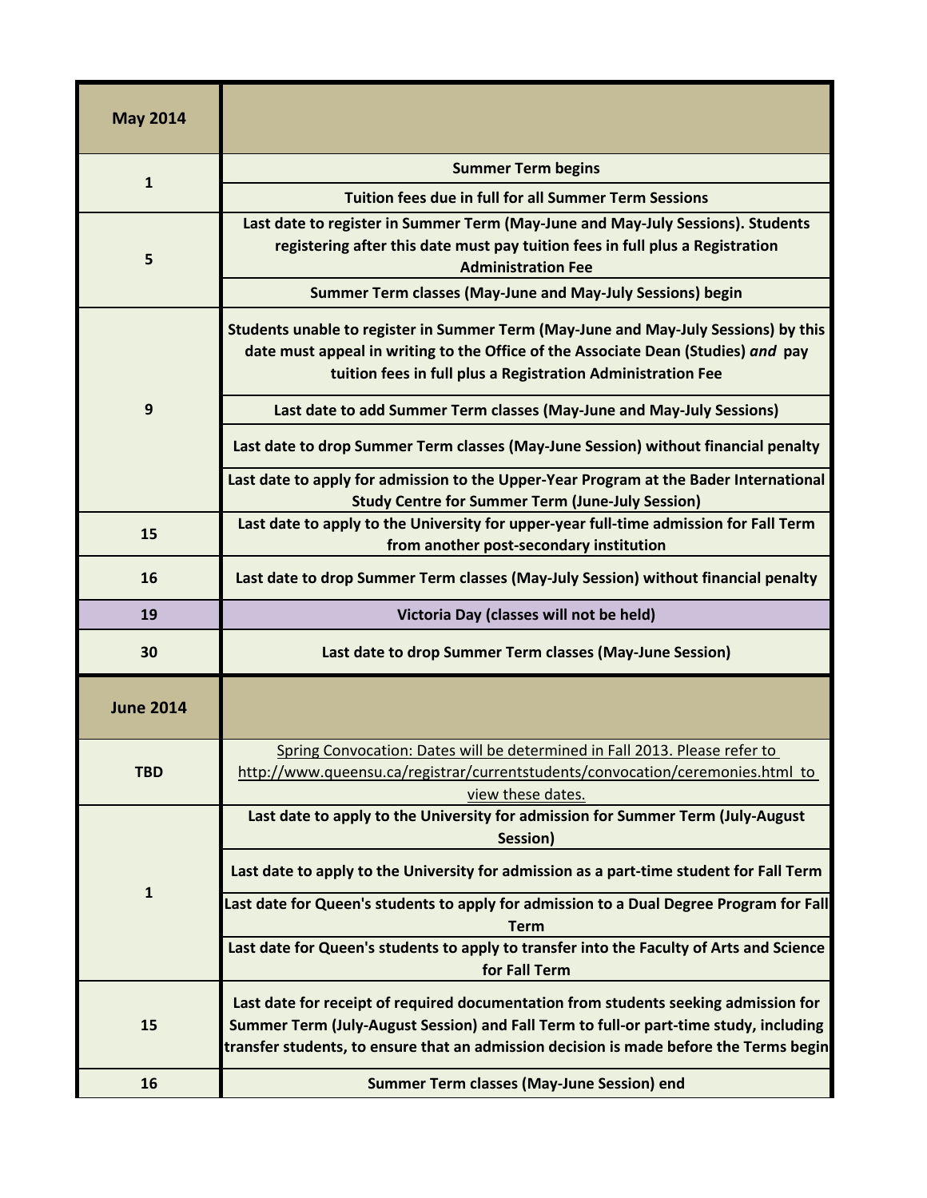| May 2014 | |
|---|---|
| 1 | Summer Term begins |
| | Tuition fees due in full for all Summer Term Sessions |
| 5 | Last date to register in Summer Term (May-June and May-July Sessions). Students registering after this date must pay tuition fees in full plus a Registration Administration Fee |
| | Summer Term classes (May-June and May-July Sessions) begin |
| 9 | Students unable to register in Summer Term (May-June and May-July Sessions) by this date must appeal in writing to the Office of the Associate Dean (Studies) *and* pay tuition fees in full plus a Registration Administration Fee |
| | Last date to add Summer Term classes (May-June and May-July Sessions) |
| | Last date to drop Summer Term classes (May-June Session) without financial penalty |
| | Last date to apply for admission to the Upper-Year Program at the Bader International Study Centre for Summer Term (June-July Session) |
| 15 | Last date to apply to the University for upper-year full-time admission for Fall Term from another post-secondary institution |
| 16 | Last date to drop Summer Term classes (May-July Session) without financial penalty |
| 19 | Victoria Day (classes will not be held) |
| 30 | Last date to drop Summer Term classes (May-June Session) |
| **June 2014** | |
| TBD | Spring Convocation: Dates will be determined in Fall 2013. Please refer to http://www.queensu.ca/registrar/currentstudents/convocation/ceremonies.html to view these dates. |
| 1 | Last date to apply to the University for admission for Summer Term (July-August Session) |
| | Last date to apply to the University for admission as a part-time student for Fall Term |
| | Last date for Queen's students to apply for admission to a Dual Degree Program for Fall Term |
| | Last date for Queen's students to apply to transfer into the Faculty of Arts and Science for Fall Term |
| 15 | Last date for receipt of required documentation from students seeking admission for Summer Term (July-August Session) and Fall Term to full-or part-time study, including transfer students, to ensure that an admission decision is made before the Terms begin |
| 16 | Summer Term classes (May-June Session) end |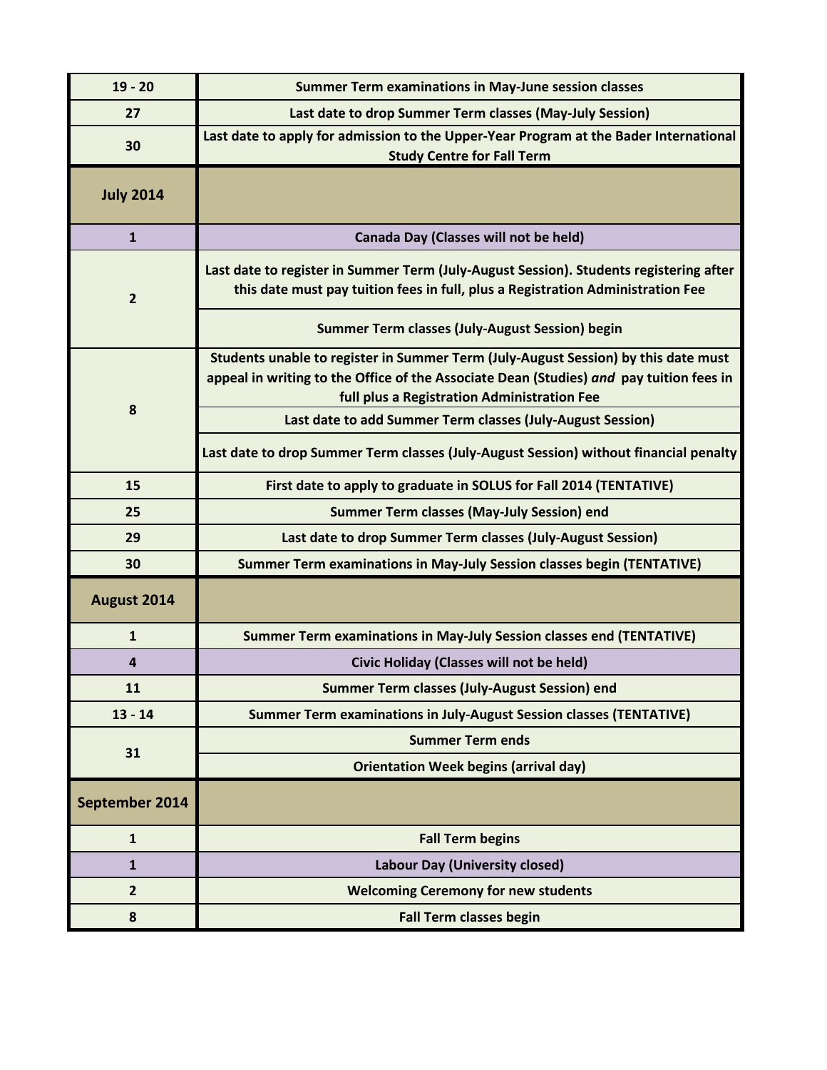| | |
|---|---|
| **19 - 20** | **Summer Term examinations in May-June session classes** |
| **27** | **Last date to drop Summer Term classes (May-July Session)** |
| **30** | **Last date to apply for admission to the Upper-Year Program at the Bader International Study Centre for Fall Term** |
| **July 2014** | |
| **1** | **Canada Day (Classes will not be held)** |
| **2** | **Last date to register in Summer Term (July-August Session). Students registering after this date must pay tuition fees in full, plus a Registration Administration Fee** |
| | **Summer Term classes (July-August Session) begin** |
| **8** | **Students unable to register in Summer Term (July-August Session) by this date must appeal in writing to the Office of the Associate Dean (Studies) *and* pay tuition fees in full plus a Registration Administration Fee** |
| | **Last date to add Summer Term classes (July-August Session)** |
| | **Last date to drop Summer Term classes (July-August Session) without financial penalty** |
| **15** | **First date to apply to graduate in SOLUS for Fall 2014 (TENTATIVE)** |
| **25** | **Summer Term classes (May-July Session) end** |
| **29** | **Last date to drop Summer Term classes (July-August Session)** |
| **30** | **Summer Term examinations in May-July Session classes begin (TENTATIVE)** |
| **August 2014** | |
| **1** | **Summer Term examinations in May-July Session classes end (TENTATIVE)** |
| **4** | **Civic Holiday (Classes will not be held)** |
| **11** | **Summer Term classes (July-August Session) end** |
| **13 - 14** | **Summer Term examinations in July-August Session classes (TENTATIVE)** |
| **31** | **Summer Term ends** |
| | **Orientation Week begins (arrival day)** |
| **September 2014** | |
| **1** | **Fall Term begins** |
| **1** | **Labour Day (University closed)** |
| **2** | **Welcoming Ceremony for new students** |
| **8** | **Fall Term classes begin** |